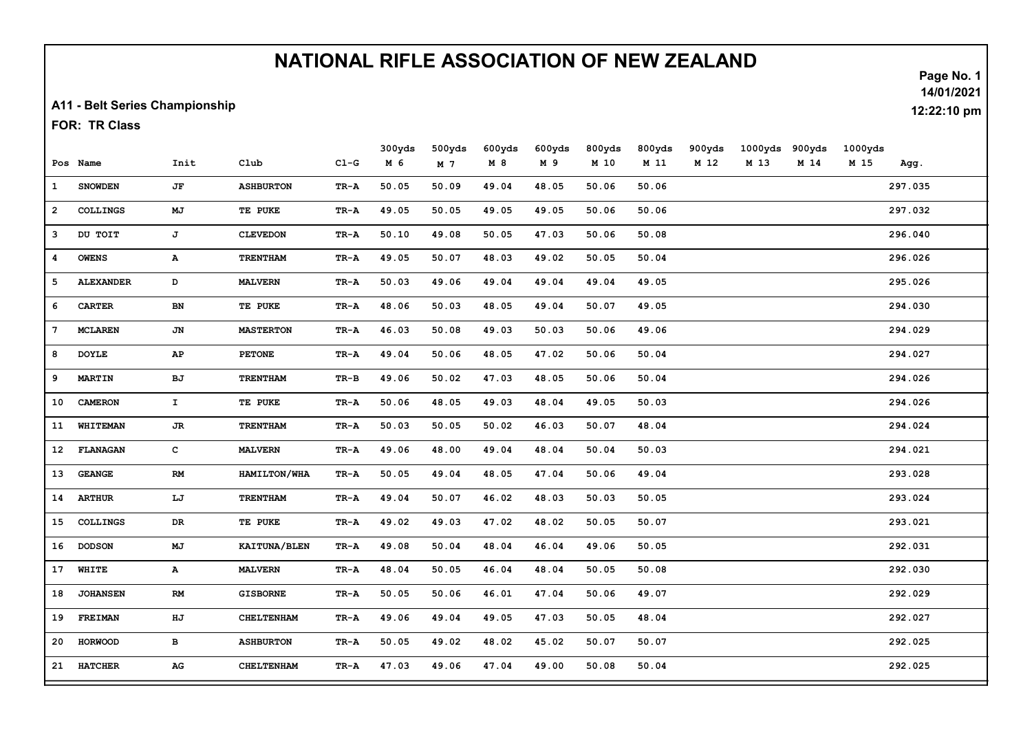# NATIONAL RIFLE ASSOCIATION OF NEW ZEALAND

**A11 - Belt Series Championship**

**FOR: TR Class**

Page No. 1
14/01/2021
12:22:10 pm

| Pos | Name | Init | Club | Cl-G | 300yds M 6 | 500yds M 7 | 600yds M 8 | 600yds M 9 | 800yds M 10 | 800yds M 11 | 900yds M 12 | 1000yds M 13 | 900yds M 14 | 1000yds M 15 | Agg. |
|---|---|---|---|---|---|---|---|---|---|---|---|---|---|---|---|
| 1 | SNOWDEN | JF | ASHBURTON | TR-A | 50.05 | 50.09 | 49.04 | 48.05 | 50.06 | 50.06 | | | | | 297.035 |
| 2 | COLLINGS | MJ | TE PUKE | TR-A | 49.05 | 50.05 | 49.05 | 49.05 | 50.06 | 50.06 | | | | | 297.032 |
| 3 | DU TOIT | J | CLEVEDON | TR-A | 50.10 | 49.08 | 50.05 | 47.03 | 50.06 | 50.08 | | | | | 296.040 |
| 4 | OWENS | A | TRENTHAM | TR-A | 49.05 | 50.07 | 48.03 | 49.02 | 50.05 | 50.04 | | | | | 296.026 |
| 5 | ALEXANDER | D | MALVERN | TR-A | 50.03 | 49.06 | 49.04 | 49.04 | 49.04 | 49.05 | | | | | 295.026 |
| 6 | CARTER | BN | TE PUKE | TR-A | 48.06 | 50.03 | 48.05 | 49.04 | 50.07 | 49.05 | | | | | 294.030 |
| 7 | MCLAREN | JN | MASTERTON | TR-A | 46.03 | 50.08 | 49.03 | 50.03 | 50.06 | 49.06 | | | | | 294.029 |
| 8 | DOYLE | AP | PETONE | TR-A | 49.04 | 50.06 | 48.05 | 47.02 | 50.06 | 50.04 | | | | | 294.027 |
| 9 | MARTIN | BJ | TRENTHAM | TR-B | 49.06 | 50.02 | 47.03 | 48.05 | 50.06 | 50.04 | | | | | 294.026 |
| 10 | CAMERON | I | TE PUKE | TR-A | 50.06 | 48.05 | 49.03 | 48.04 | 49.05 | 50.03 | | | | | 294.026 |
| 11 | WHITEMAN | JR | TRENTHAM | TR-A | 50.03 | 50.05 | 50.02 | 46.03 | 50.07 | 48.04 | | | | | 294.024 |
| 12 | FLANAGAN | C | MALVERN | TR-A | 49.06 | 48.00 | 49.04 | 48.04 | 50.04 | 50.03 | | | | | 294.021 |
| 13 | GEANGE | RM | HAMILTON/WHA | TR-A | 50.05 | 49.04 | 48.05 | 47.04 | 50.06 | 49.04 | | | | | 293.028 |
| 14 | ARTHUR | LJ | TRENTHAM | TR-A | 49.04 | 50.07 | 46.02 | 48.03 | 50.03 | 50.05 | | | | | 293.024 |
| 15 | COLLINGS | DR | TE PUKE | TR-A | 49.02 | 49.03 | 47.02 | 48.02 | 50.05 | 50.07 | | | | | 293.021 |
| 16 | DODSON | MJ | KAITUNA/BLEN | TR-A | 49.08 | 50.04 | 48.04 | 46.04 | 49.06 | 50.05 | | | | | 292.031 |
| 17 | WHITE | A | MALVERN | TR-A | 48.04 | 50.05 | 46.04 | 48.04 | 50.05 | 50.08 | | | | | 292.030 |
| 18 | JOHANSEN | RM | GISBORNE | TR-A | 50.05 | 50.06 | 46.01 | 47.04 | 50.06 | 49.07 | | | | | 292.029 |
| 19 | FREIMAN | HJ | CHELTENHAM | TR-A | 49.06 | 49.04 | 49.05 | 47.03 | 50.05 | 48.04 | | | | | 292.027 |
| 20 | HORWOOD | B | ASHBURTON | TR-A | 50.05 | 49.02 | 48.02 | 45.02 | 50.07 | 50.07 | | | | | 292.025 |
| 21 | HATCHER | AG | CHELTENHAM | TR-A | 47.03 | 49.06 | 47.04 | 49.00 | 50.08 | 50.04 | | | | | 292.025 |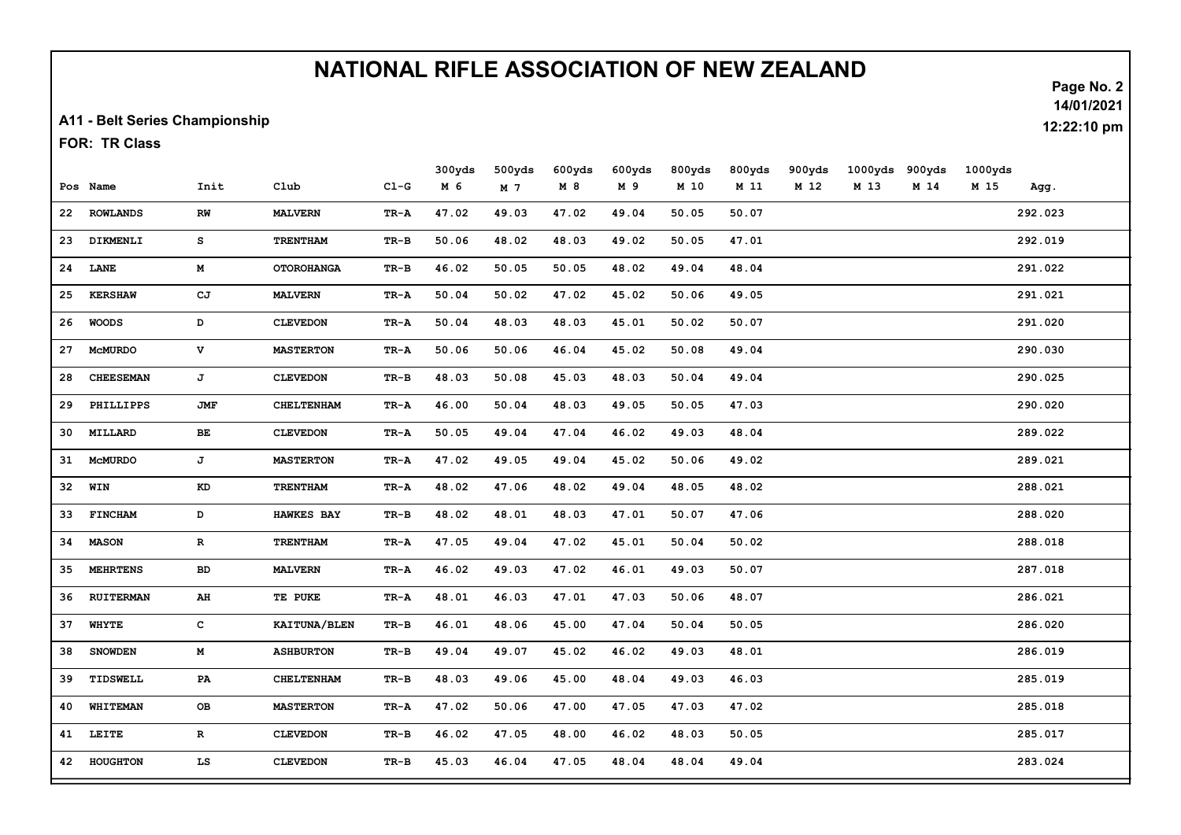# NATIONAL RIFLE ASSOCIATION OF NEW ZEALAND

**A11 - Belt Series Championship**

**FOR: TR Class**

14/01/2021
12:22:10 pm

| Pos | Name | Init | Club | Cl-G | 300yds M 6 | 500yds M 7 | 600yds M 8 | 600yds M 9 | 800yds M 10 | 800yds M 11 | 900yds M 12 | 1000yds M 13 | 900yds M 14 | 1000yds M 15 | Agg. |
|---|---|---|---|---|---|---|---|---|---|---|---|---|---|---|---|
| 22 | ROWLANDS | RW | MALVERN | TR-A | 47.02 | 49.03 | 47.02 | 49.04 | 50.05 | 50.07 | | | | | 292.023 |
| 23 | DIKMENLI | S | TRENTHAM | TR-B | 50.06 | 48.02 | 48.03 | 49.02 | 50.05 | 47.01 | | | | | 292.019 |
| 24 | LANE | M | OTOROHANGA | TR-B | 46.02 | 50.05 | 50.05 | 48.02 | 49.04 | 48.04 | | | | | 291.022 |
| 25 | KERSHAW | CJ | MALVERN | TR-A | 50.04 | 50.02 | 47.02 | 45.02 | 50.06 | 49.05 | | | | | 291.021 |
| 26 | WOODS | D | CLEVEDON | TR-A | 50.04 | 48.03 | 48.03 | 45.01 | 50.02 | 50.07 | | | | | 291.020 |
| 27 | McMURDO | V | MASTERTON | TR-A | 50.06 | 50.06 | 46.04 | 45.02 | 50.08 | 49.04 | | | | | 290.030 |
| 28 | CHEESEMAN | J | CLEVEDON | TR-B | 48.03 | 50.08 | 45.03 | 48.03 | 50.04 | 49.04 | | | | | 290.025 |
| 29 | PHILLIPPS | JMF | CHELTENHAM | TR-A | 46.00 | 50.04 | 48.03 | 49.05 | 50.05 | 47.03 | | | | | 290.020 |
| 30 | MILLARD | BE | CLEVEDON | TR-A | 50.05 | 49.04 | 47.04 | 46.02 | 49.03 | 48.04 | | | | | 289.022 |
| 31 | McMURDO | J | MASTERTON | TR-A | 47.02 | 49.05 | 49.04 | 45.02 | 50.06 | 49.02 | | | | | 289.021 |
| 32 | WIN | KD | TRENTHAM | TR-A | 48.02 | 47.06 | 48.02 | 49.04 | 48.05 | 48.02 | | | | | 288.021 |
| 33 | FINCHAM | D | HAWKES BAY | TR-B | 48.02 | 48.01 | 48.03 | 47.01 | 50.07 | 47.06 | | | | | 288.020 |
| 34 | MASON | R | TRENTHAM | TR-A | 47.05 | 49.04 | 47.02 | 45.01 | 50.04 | 50.02 | | | | | 288.018 |
| 35 | MEHRTENS | BD | MALVERN | TR-A | 46.02 | 49.03 | 47.02 | 46.01 | 49.03 | 50.07 | | | | | 287.018 |
| 36 | RUITERMAN | AH | TE PUKE | TR-A | 48.01 | 46.03 | 47.01 | 47.03 | 50.06 | 48.07 | | | | | 286.021 |
| 37 | WHYTE | C | KAITUNA/BLEN | TR-B | 46.01 | 48.06 | 45.00 | 47.04 | 50.04 | 50.05 | | | | | 286.020 |
| 38 | SNOWDEN | M | ASHBURTON | TR-B | 49.04 | 49.07 | 45.02 | 46.02 | 49.03 | 48.01 | | | | | 286.019 |
| 39 | TIDSWELL | PA | CHELTENHAM | TR-B | 48.03 | 49.06 | 45.00 | 48.04 | 49.03 | 46.03 | | | | | 285.019 |
| 40 | WHITEMAN | OB | MASTERTON | TR-A | 47.02 | 50.06 | 47.00 | 47.05 | 47.03 | 47.02 | | | | | 285.018 |
| 41 | LEITE | R | CLEVEDON | TR-B | 46.02 | 47.05 | 48.00 | 46.02 | 48.03 | 50.05 | | | | | 285.017 |
| 42 | HOUGHTON | LS | CLEVEDON | TR-B | 45.03 | 46.04 | 47.05 | 48.04 | 48.04 | 49.04 | | | | | 283.024 |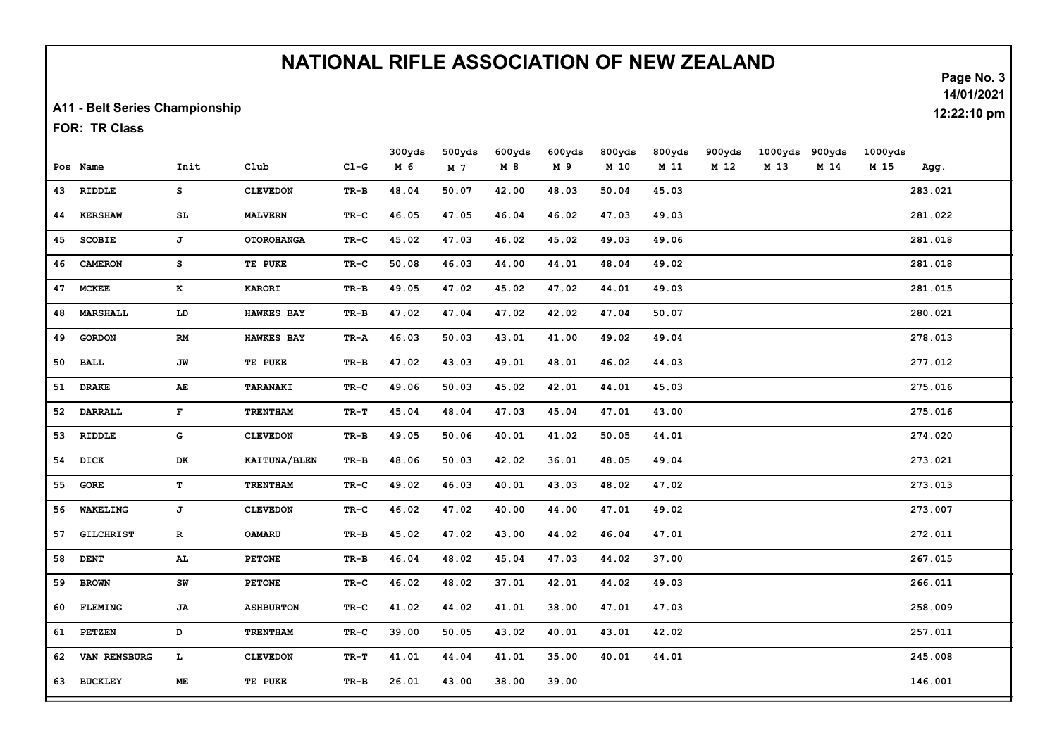# NATIONAL RIFLE ASSOCIATION OF NEW ZEALAND

**A11 - Belt Series Championship**

**FOR: TR Class**

14/01/2021
12:22:10 pm

| Pos | Name | Init | Club | Cl-G | 300yds M 6 | 500yds M 7 | 600yds M 8 | 600yds M 9 | 800yds M 10 | 800yds M 11 | 900yds M 12 | 1000yds M 13 | 900yds M 14 | 1000yds M 15 | Agg. |
|---|---|---|---|---|---|---|---|---|---|---|---|---|---|---|---|
| 43 | RIDDLE | S | CLEVEDON | TR-B | 48.04 | 50.07 | 42.00 | 48.03 | 50.04 | 45.03 | | | | | 283.021 |
| 44 | KERSHAW | SL | MALVERN | TR-C | 46.05 | 47.05 | 46.04 | 46.02 | 47.03 | 49.03 | | | | | 281.022 |
| 45 | SCOBIE | J | OTOROHANGA | TR-C | 45.02 | 47.03 | 46.02 | 45.02 | 49.03 | 49.06 | | | | | 281.018 |
| 46 | CAMERON | S | TE PUKE | TR-C | 50.08 | 46.03 | 44.00 | 44.01 | 48.04 | 49.02 | | | | | 281.018 |
| 47 | MCKEE | K | KARORI | TR-B | 49.05 | 47.02 | 45.02 | 47.02 | 44.01 | 49.03 | | | | | 281.015 |
| 48 | MARSHALL | LD | HAWKES BAY | TR-B | 47.02 | 47.04 | 47.02 | 42.02 | 47.04 | 50.07 | | | | | 280.021 |
| 49 | GORDON | RM | HAWKES BAY | TR-A | 46.03 | 50.03 | 43.01 | 41.00 | 49.02 | 49.04 | | | | | 278.013 |
| 50 | BALL | JW | TE PUKE | TR-B | 47.02 | 43.03 | 49.01 | 48.01 | 46.02 | 44.03 | | | | | 277.012 |
| 51 | DRAKE | AE | TARANAKI | TR-C | 49.06 | 50.03 | 45.02 | 42.01 | 44.01 | 45.03 | | | | | 275.016 |
| 52 | DARRALL | F | TRENTHAM | TR-T | 45.04 | 48.04 | 47.03 | 45.04 | 47.01 | 43.00 | | | | | 275.016 |
| 53 | RIDDLE | G | CLEVEDON | TR-B | 49.05 | 50.06 | 40.01 | 41.02 | 50.05 | 44.01 | | | | | 274.020 |
| 54 | DICK | DK | KAITUNA/BLEN | TR-B | 48.06 | 50.03 | 42.02 | 36.01 | 48.05 | 49.04 | | | | | 273.021 |
| 55 | GORE | T | TRENTHAM | TR-C | 49.02 | 46.03 | 40.01 | 43.03 | 48.02 | 47.02 | | | | | 273.013 |
| 56 | WAKELING | J | CLEVEDON | TR-C | 46.02 | 47.02 | 40.00 | 44.00 | 47.01 | 49.02 | | | | | 273.007 |
| 57 | GILCHRIST | R | OAMARU | TR-B | 45.02 | 47.02 | 43.00 | 44.02 | 46.04 | 47.01 | | | | | 272.011 |
| 58 | DENT | AL | PETONE | TR-B | 46.04 | 48.02 | 45.04 | 47.03 | 44.02 | 37.00 | | | | | 267.015 |
| 59 | BROWN | SW | PETONE | TR-C | 46.02 | 48.02 | 37.01 | 42.01 | 44.02 | 49.03 | | | | | 266.011 |
| 60 | FLEMING | JA | ASHBURTON | TR-C | 41.02 | 44.02 | 41.01 | 38.00 | 47.01 | 47.03 | | | | | 258.009 |
| 61 | PETZEN | D | TRENTHAM | TR-C | 39.00 | 50.05 | 43.02 | 40.01 | 43.01 | 42.02 | | | | | 257.011 |
| 62 | VAN RENSBURG | L | CLEVEDON | TR-T | 41.01 | 44.04 | 41.01 | 35.00 | 40.01 | 44.01 | | | | | 245.008 |
| 63 | BUCKLEY | ME | TE PUKE | TR-B | 26.01 | 43.00 | 38.00 | 39.00 | | | | | | | 146.001 |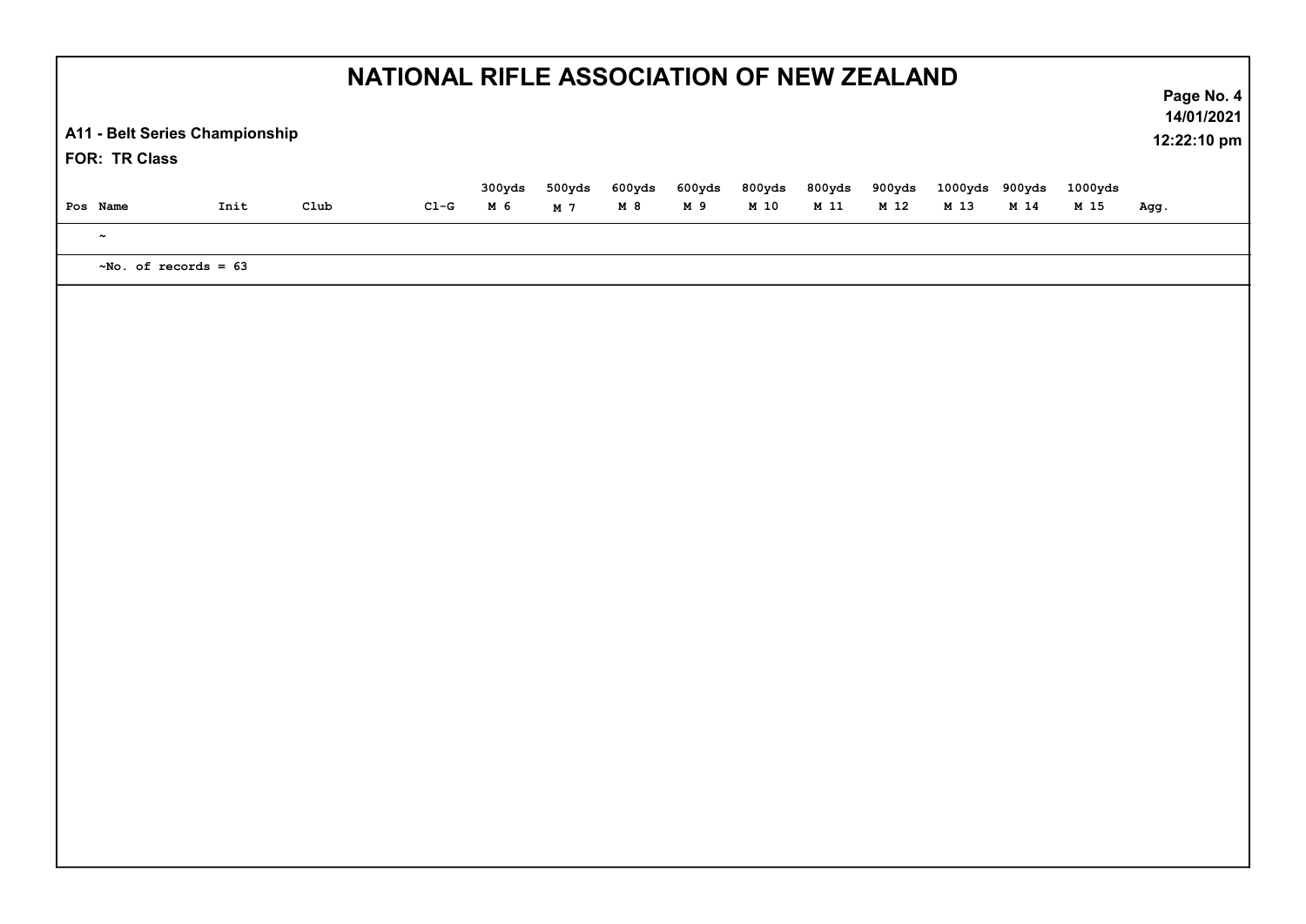# NATIONAL RIFLE ASSOCIATION OF NEW ZEALAND

14/01/2021
12:22:10 pm

**A11 - Belt Series Championship**

**FOR: TR Class**

| Pos | Name | Init | Club | Cl-G | 300yds M 6 | 500yds M 7 | 600yds M 8 | 600yds M 9 | 800yds M 10 | 800yds M 11 | 900yds M 12 | 1000yds M 13 | 900yds M 14 | 1000yds M 15 | Agg. |
|---|---|---|---|---|---|---|---|---|---|---|---|---|---|---|---|
| | ~ | | | | | | | | | | | | | | |
| | ~No. of records = 63 | | | | | | | | | | | | | | |